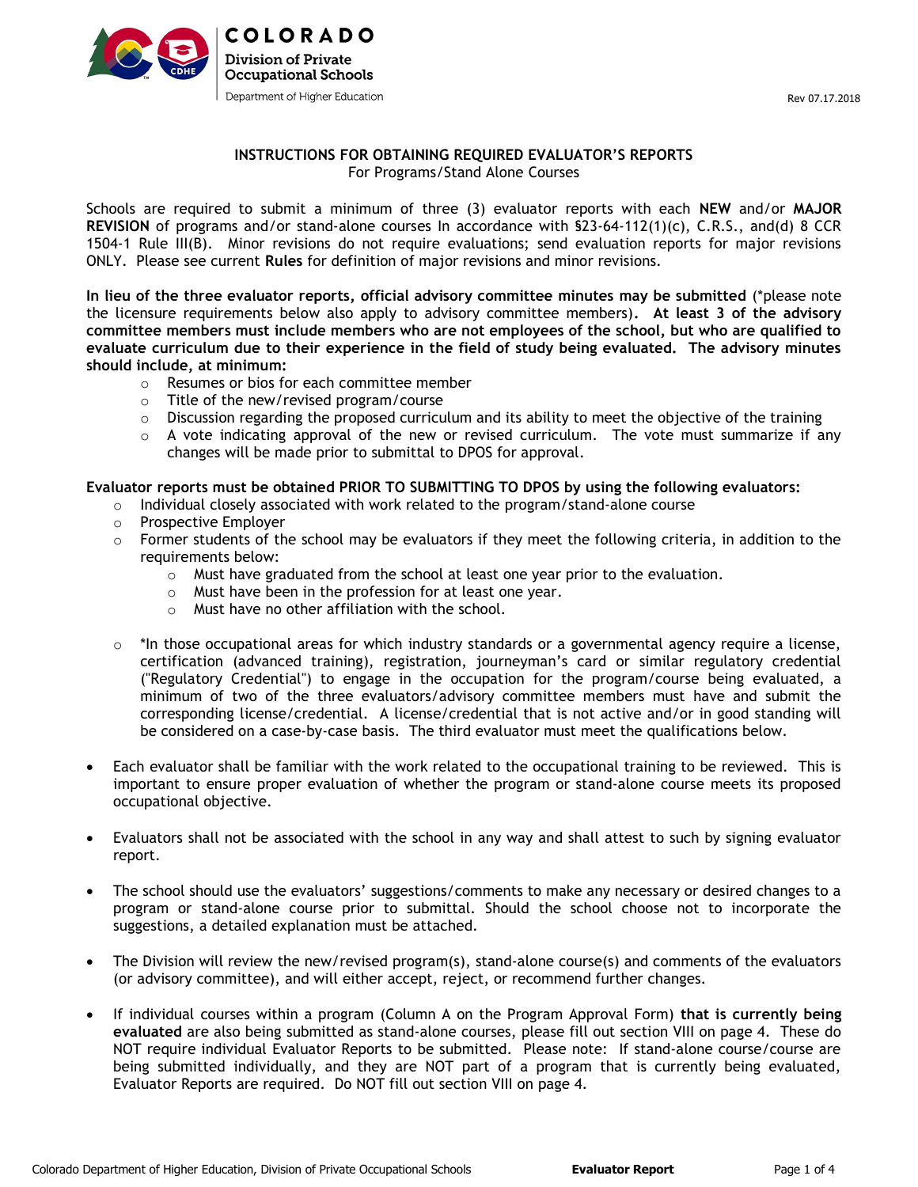COLORADO
Division of Private Occupational Schools
Department of Higher Education

Rev 07.17.2018

## INSTRUCTIONS FOR OBTAINING REQUIRED EVALUATOR'S REPORTS

For Programs/Stand Alone Courses

Schools are required to submit a minimum of three (3) evaluator reports with each **NEW** and/or **MAJOR REVISION** of programs and/or stand-alone courses In accordance with §23-64-112(1)(c), C.R.S., and(d) 8 CCR 1504-1 Rule III(B). Minor revisions do not require evaluations; send evaluation reports for major revisions ONLY. Please see current **Rules** for definition of major revisions and minor revisions.

**In lieu of the three evaluator reports, official advisory committee minutes may be submitted** (*please note the licensure requirements below also apply to advisory committee members)**. At least 3 of the advisory committee members must include members who are not employees of the school, but who are qualified to evaluate curriculum due to their experience in the field of study being evaluated. The advisory minutes should include, at minimum:**

- Resumes or bios for each committee member
- Title of the new/revised program/course
- Discussion regarding the proposed curriculum and its ability to meet the objective of the training
- A vote indicating approval of the new or revised curriculum. The vote must summarize if any changes will be made prior to submittal to DPOS for approval.

**Evaluator reports must be obtained PRIOR TO SUBMITTING TO DPOS by using the following evaluators:**

- Individual closely associated with work related to the program/stand-alone course
- Prospective Employer
- Former students of the school may be evaluators if they meet the following criteria, in addition to the requirements below:
  - Must have graduated from the school at least one year prior to the evaluation.
  - Must have been in the profession for at least one year.
  - Must have no other affiliation with the school.
- *In those occupational areas for which industry standards or a governmental agency require a license, certification (advanced training), registration, journeyman's card or similar regulatory credential ("Regulatory Credential") to engage in the occupation for the program/course being evaluated, a minimum of two of the three evaluators/advisory committee members must have and submit the corresponding license/credential. A license/credential that is not active and/or in good standing will be considered on a case-by-case basis. The third evaluator must meet the qualifications below.

- Each evaluator shall be familiar with the work related to the occupational training to be reviewed. This is important to ensure proper evaluation of whether the program or stand-alone course meets its proposed occupational objective.
- Evaluators shall not be associated with the school in any way and shall attest to such by signing evaluator report.
- The school should use the evaluators' suggestions/comments to make any necessary or desired changes to a program or stand-alone course prior to submittal. Should the school choose not to incorporate the suggestions, a detailed explanation must be attached.
- The Division will review the new/revised program(s), stand-alone course(s) and comments of the evaluators (or advisory committee), and will either accept, reject, or recommend further changes.
- If individual courses within a program (Column A on the Program Approval Form) **that is currently being evaluated** are also being submitted as stand-alone courses, please fill out section VIII on page 4. These do NOT require individual Evaluator Reports to be submitted. Please note: If stand-alone course/course are being submitted individually, and they are NOT part of a program that is currently being evaluated, Evaluator Reports are required. Do NOT fill out section VIII on page 4.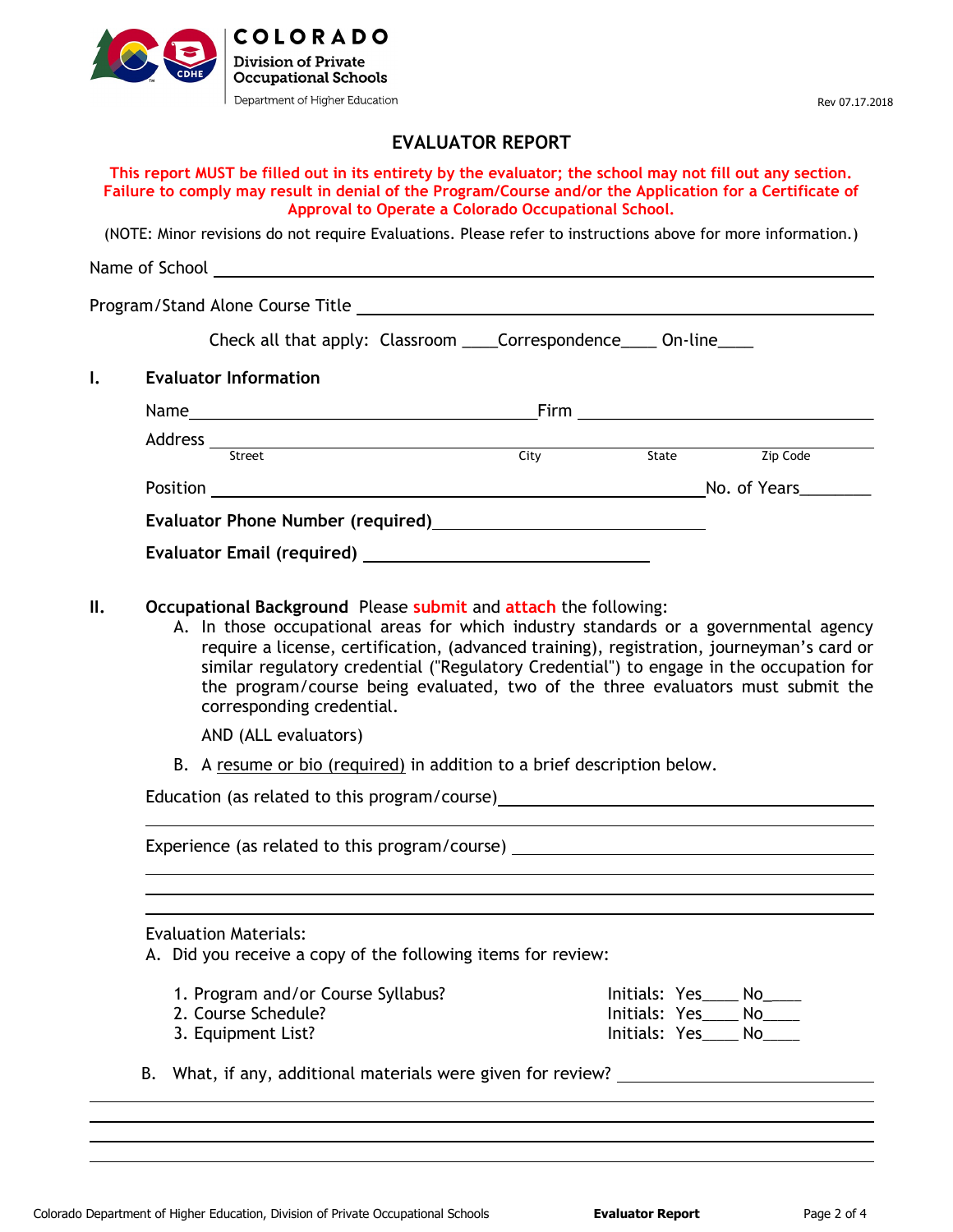COLORADO
Division of Private Occupational Schools
Department of Higher Education

Rev 07.17.2018

# EVALUATOR REPORT

**This report MUST be filled out in its entirety by the evaluator; the school may not fill out any section. Failure to comply may result in denial of the Program/Course and/or the Application for a Certificate of Approval to Operate a Colorado Occupational School.**

(NOTE: Minor revisions do not require Evaluations. Please refer to instructions above for more information.)

Name of School ______________________________________________

Program/Stand Alone Course Title ______________________________________________

Check all that apply: Classroom ____Correspondence____ On-line____

## I. Evaluator Information

Name ______________________________ Firm ______________________________

Address ______________________________________________
Street City State Zip Code

Position ______________________________ No. of Years________

**Evaluator Phone Number (required)**______________________________

**Evaluator Email (required)** ______________________________

## II. Occupational Background

Please **submit** and **attach** the following:

A. In those occupational areas for which industry standards or a governmental agency require a license, certification, (advanced training), registration, journeyman's card or similar regulatory credential ("Regulatory Credential") to engage in the occupation for the program/course being evaluated, two of the three evaluators must submit the corresponding credential.

AND (ALL evaluators)

B. A resume or bio (required) in addition to a brief description below.

Education (as related to this program/course)______________________________________________

______________________________________________

Experience (as related to this program/course) ______________________________________________

______________________________________________

______________________________________________

______________________________________________

Evaluation Materials:

A. Did you receive a copy of the following items for review:

1. Program and/or Course Syllabus? Initials: Yes____ No____
2. Course Schedule? Initials: Yes____ No____
3. Equipment List? Initials: Yes____ No____

B. What, if any, additional materials were given for review? ______________________________

______________________________________________

______________________________________________

______________________________________________

______________________________________________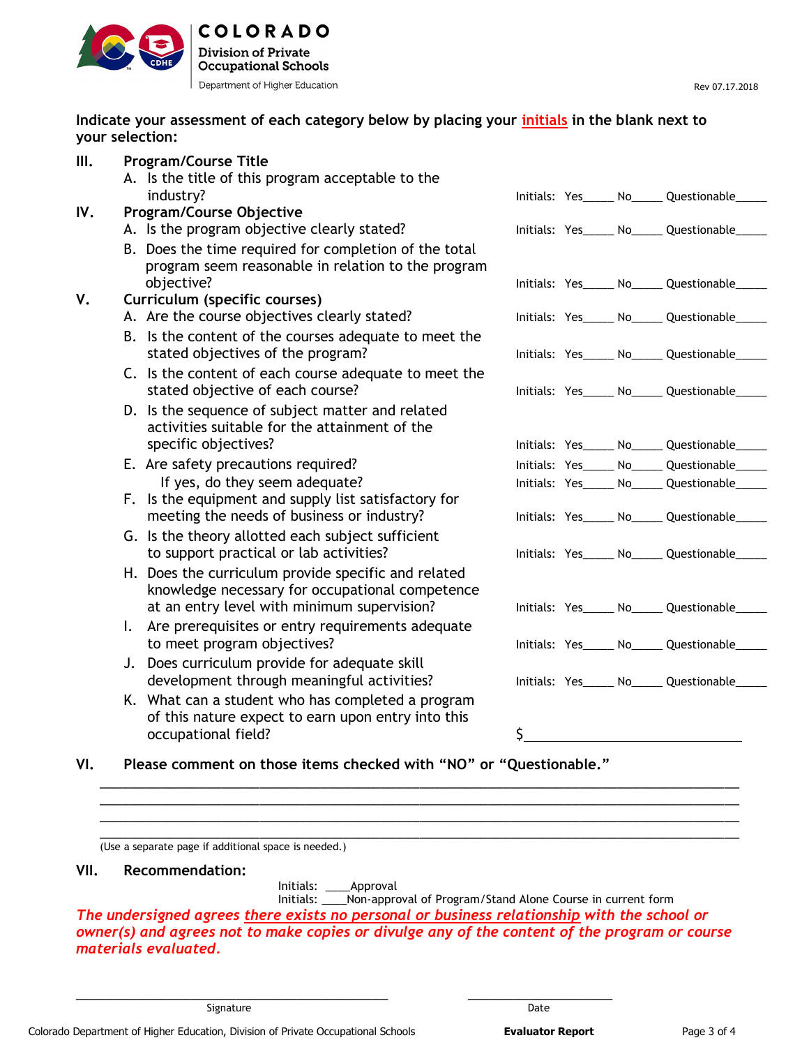**Indicate your assessment of each category below by placing your initials in the blank next to your selection:**

**III. Program/Course Title**

A. Is the title of this program acceptable to the industry? — Initials: Yes_____ No_____ Questionable_____

**IV. Program/Course Objective**

A. Is the program objective clearly stated? — Initials: Yes_____ No_____ Questionable_____

B. Does the time required for completion of the total program seem reasonable in relation to the program objective? — Initials: Yes_____ No_____ Questionable_____

**V. Curriculum (specific courses)**

A. Are the course objectives clearly stated? — Initials: Yes_____ No_____ Questionable_____

B. Is the content of the courses adequate to meet the stated objectives of the program? — Initials: Yes_____ No_____ Questionable_____

C. Is the content of each course adequate to meet the stated objective of each course? — Initials: Yes_____ No_____ Questionable_____

D. Is the sequence of subject matter and related activities suitable for the attainment of the specific objectives? — Initials: Yes_____ No_____ Questionable_____

E. Are safety precautions required? — Initials: Yes_____ No_____ Questionable_____

If yes, do they seem adequate? — Initials: Yes_____ No_____ Questionable_____

F. Is the equipment and supply list satisfactory for meeting the needs of business or industry? — Initials: Yes_____ No_____ Questionable_____

G. Is the theory allotted each subject sufficient to support practical or lab activities? — Initials: Yes_____ No_____ Questionable_____

H. Does the curriculum provide specific and related knowledge necessary for occupational competence at an entry level with minimum supervision? — Initials: Yes_____ No_____ Questionable_____

I. Are prerequisites or entry requirements adequate to meet program objectives? — Initials: Yes_____ No_____ Questionable_____

J. Does curriculum provide for adequate skill development through meaningful activities? — Initials: Yes_____ No_____ Questionable_____

K. What can a student who has completed a program of this nature expect to earn upon entry into this occupational field? — $______________________________

**VI. Please comment on those items checked with "NO" or "Questionable."**

______________________________________________________________________________

______________________________________________________________________________

______________________________________________________________________________

______________________________________________________________________________

(Use a separate page if additional space is needed.)

**VII. Recommendation:**

Initials: ____Approval

Initials: ____Non-approval of Program/Stand Alone Course in current form

*The undersigned agrees there exists no personal or business relationship with the school or owner(s) and agrees not to make copies or divulge any of the content of the program or course materials evaluated.*

_____________________________________ Signature

____________________ Date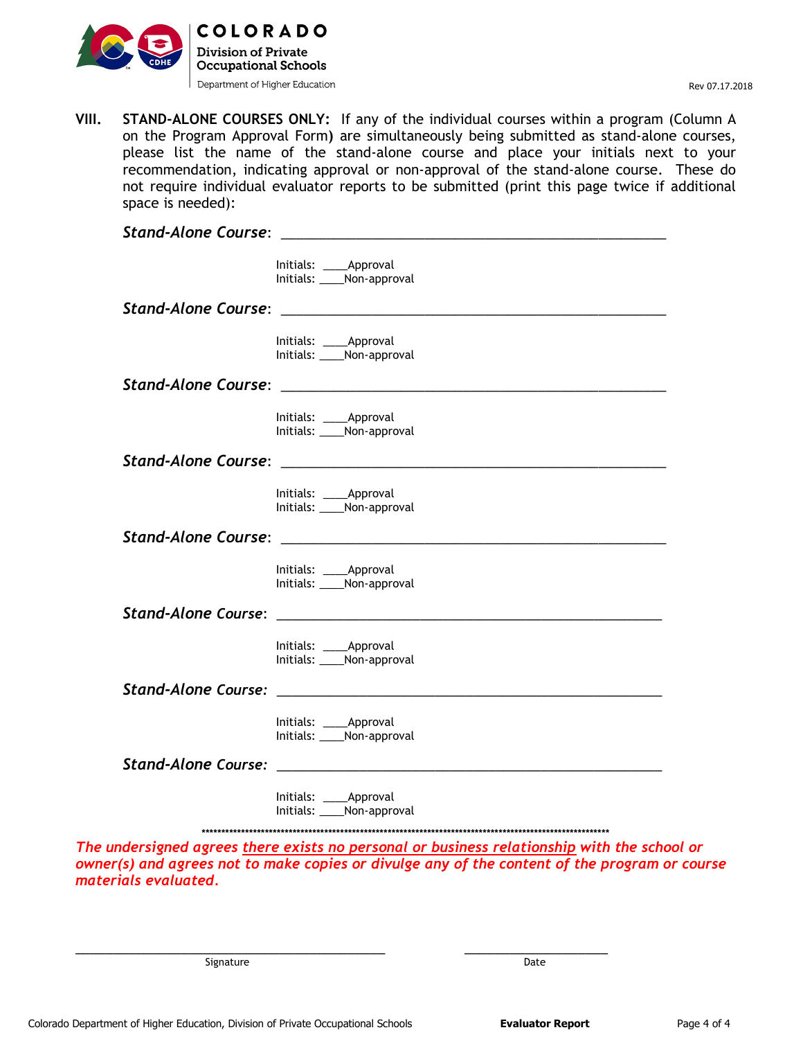**VIII. STAND-ALONE COURSES ONLY:** If any of the individual courses within a program (Column A on the Program Approval Form**)** are simultaneously being submitted as stand-alone courses, please list the name of the stand-alone course and place your initials next to your recommendation, indicating approval or non-approval of the stand-alone course. These do not require individual evaluator reports to be submitted (print this page twice if additional space is needed):

***Stand-Alone Course***: ____________________________________________________

Initials: ____Approval
Initials: ____Non-approval

***Stand-Alone Course***: ____________________________________________________

Initials: ____Approval
Initials: ____Non-approval

***Stand-Alone Course***: ____________________________________________________

Initials: ____Approval
Initials: ____Non-approval

***Stand-Alone Course***: ____________________________________________________

Initials: ____Approval
Initials: ____Non-approval

***Stand-Alone Course***: ____________________________________________________

Initials: ____Approval
Initials: ____Non-approval

***Stand-Alone Course***: ____________________________________________________

Initials: ____Approval
Initials: ____Non-approval

***Stand-Alone Course:*** ____________________________________________________

Initials: ____Approval
Initials: ____Non-approval

***Stand-Alone Course:*** ____________________________________________________

Initials: ____Approval
Initials: ____Non-approval

*****************************************************************************************************

***The undersigned agrees <u>there exists no personal or business relationship</u> with the school or owner(s) and agrees not to make copies or divulge any of the content of the program or course materials evaluated.***

_______________________________________________ &nbsp;&nbsp;&nbsp;&nbsp;&nbsp;&nbsp; _______________________
Signature &nbsp;&nbsp;&nbsp;&nbsp;&nbsp;&nbsp;&nbsp;&nbsp;&nbsp;&nbsp;&nbsp;&nbsp;&nbsp;&nbsp;&nbsp;&nbsp;&nbsp;&nbsp;&nbsp;&nbsp;&nbsp;&nbsp;&nbsp;&nbsp;&nbsp;&nbsp;&nbsp;&nbsp;&nbsp;&nbsp;&nbsp;&nbsp;&nbsp;&nbsp;&nbsp;&nbsp;&nbsp;&nbsp;&nbsp;&nbsp;&nbsp;&nbsp; Date